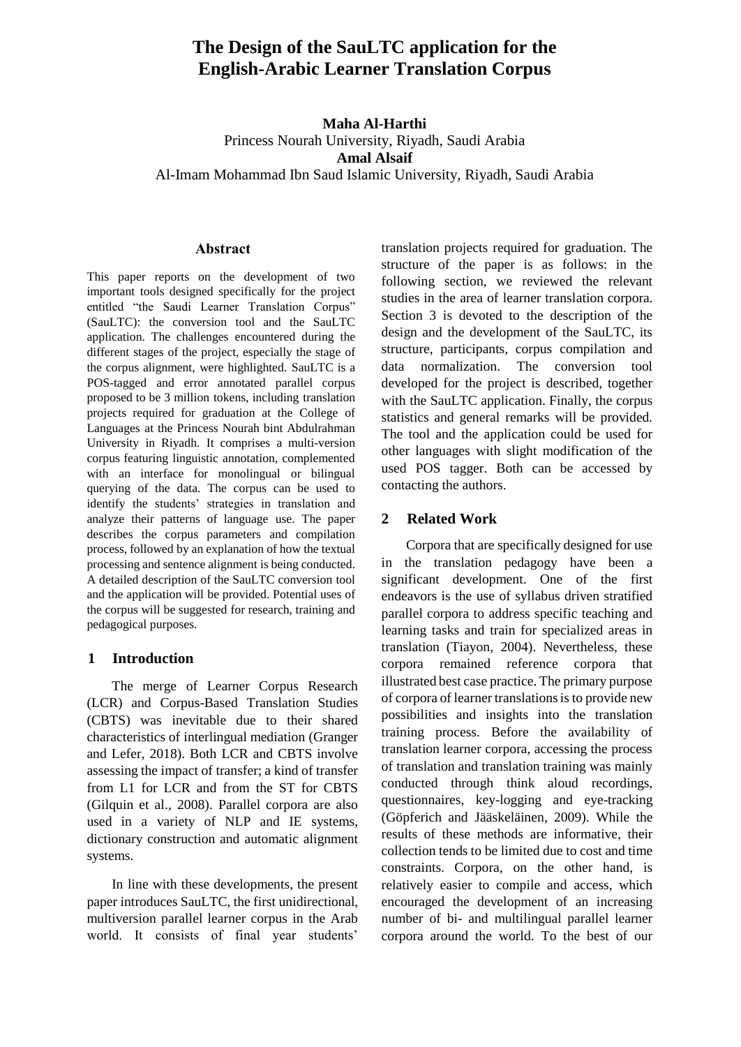# The Design of the SauLTC application for the English-Arabic Learner Translation Corpus

**Maha Al-Harthi**
Princess Nourah University, Riyadh, Saudi Arabia
**Amal Alsaif**
Al-Imam Mohammad Ibn Saud Islamic University, Riyadh, Saudi Arabia

## Abstract

This paper reports on the development of two important tools designed specifically for the project entitled "the Saudi Learner Translation Corpus" (SauLTC): the conversion tool and the SauLTC application. The challenges encountered during the different stages of the project, especially the stage of the corpus alignment, were highlighted. SauLTC is a POS-tagged and error annotated parallel corpus proposed to be 3 million tokens, including translation projects required for graduation at the College of Languages at the Princess Nourah bint Abdulrahman University in Riyadh. It comprises a multi-version corpus featuring linguistic annotation, complemented with an interface for monolingual or bilingual querying of the data. The corpus can be used to identify the students' strategies in translation and analyze their patterns of language use. The paper describes the corpus parameters and compilation process, followed by an explanation of how the textual processing and sentence alignment is being conducted. A detailed description of the SauLTC conversion tool and the application will be provided. Potential uses of the corpus will be suggested for research, training and pedagogical purposes.

## 1 Introduction

The merge of Learner Corpus Research (LCR) and Corpus-Based Translation Studies (CBTS) was inevitable due to their shared characteristics of interlingual mediation (Granger and Lefer, 2018). Both LCR and CBTS involve assessing the impact of transfer; a kind of transfer from L1 for LCR and from the ST for CBTS (Gilquin et al., 2008). Parallel corpora are also used in a variety of NLP and IE systems, dictionary construction and automatic alignment systems.

In line with these developments, the present paper introduces SauLTC, the first unidirectional, multiversion parallel learner corpus in the Arab world. It consists of final year students' translation projects required for graduation. The structure of the paper is as follows: in the following section, we reviewed the relevant studies in the area of learner translation corpora. Section 3 is devoted to the description of the design and the development of the SauLTC, its structure, participants, corpus compilation and data normalization. The conversion tool developed for the project is described, together with the SauLTC application. Finally, the corpus statistics and general remarks will be provided. The tool and the application could be used for other languages with slight modification of the used POS tagger. Both can be accessed by contacting the authors.

## 2 Related Work

Corpora that are specifically designed for use in the translation pedagogy have been a significant development. One of the first endeavors is the use of syllabus driven stratified parallel corpora to address specific teaching and learning tasks and train for specialized areas in translation (Tiayon, 2004). Nevertheless, these corpora remained reference corpora that illustrated best case practice. The primary purpose of corpora of learner translations is to provide new possibilities and insights into the translation training process. Before the availability of translation learner corpora, accessing the process of translation and translation training was mainly conducted through think aloud recordings, questionnaires, key-logging and eye-tracking (Göpferich and Jääskeläinen, 2009). While the results of these methods are informative, their collection tends to be limited due to cost and time constraints. Corpora, on the other hand, is relatively easier to compile and access, which encouraged the development of an increasing number of bi- and multilingual parallel learner corpora around the world. To the best of our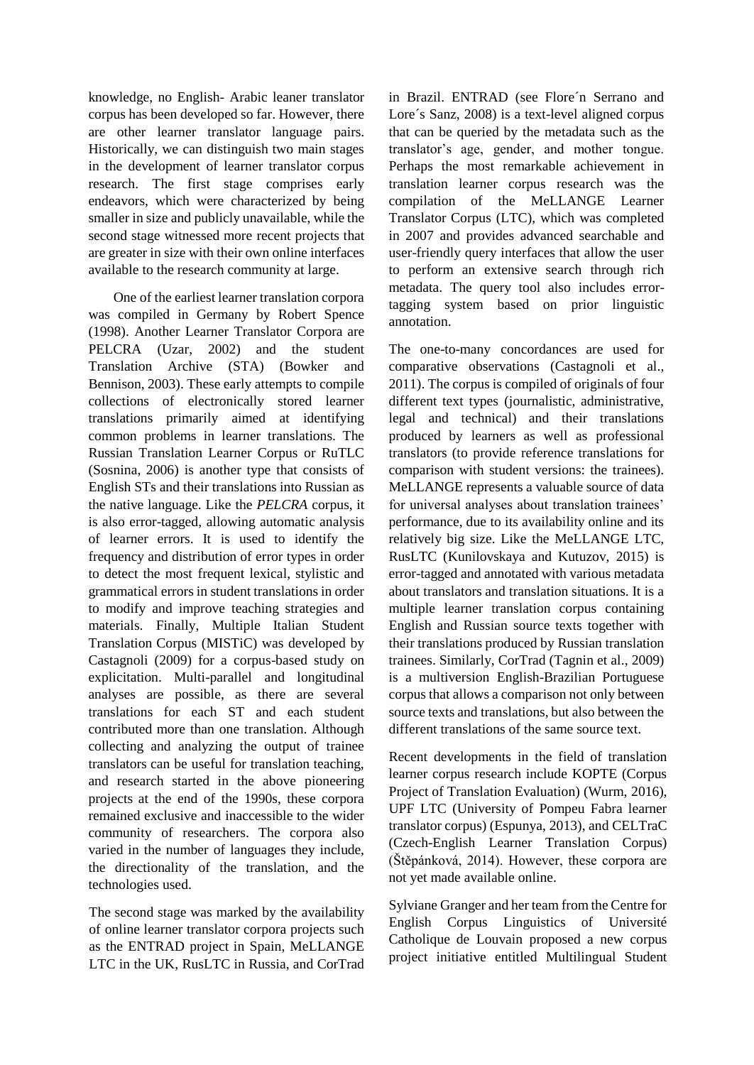knowledge, no English- Arabic leaner translator corpus has been developed so far. However, there are other learner translator language pairs. Historically, we can distinguish two main stages in the development of learner translator corpus research. The first stage comprises early endeavors, which were characterized by being smaller in size and publicly unavailable, while the second stage witnessed more recent projects that are greater in size with their own online interfaces available to the research community at large.

One of the earliest learner translation corpora was compiled in Germany by Robert Spence (1998). Another Learner Translator Corpora are PELCRA (Uzar, 2002) and the student Translation Archive (STA) (Bowker and Bennison, 2003). These early attempts to compile collections of electronically stored learner translations primarily aimed at identifying common problems in learner translations. The Russian Translation Learner Corpus or RuTLC (Sosnina, 2006) is another type that consists of English STs and their translations into Russian as the native language. Like the *PELCRA* corpus, it is also error-tagged, allowing automatic analysis of learner errors. It is used to identify the frequency and distribution of error types in order to detect the most frequent lexical, stylistic and grammatical errors in student translations in order to modify and improve teaching strategies and materials. Finally, Multiple Italian Student Translation Corpus (MISTiC) was developed by Castagnoli (2009) for a corpus-based study on explicitation. Multi-parallel and longitudinal analyses are possible, as there are several translations for each ST and each student contributed more than one translation. Although collecting and analyzing the output of trainee translators can be useful for translation teaching, and research started in the above pioneering projects at the end of the 1990s, these corpora remained exclusive and inaccessible to the wider community of researchers. The corpora also varied in the number of languages they include, the directionality of the translation, and the technologies used.

The second stage was marked by the availability of online learner translator corpora projects such as the ENTRAD project in Spain, MeLLANGE LTC in the UK, RusLTC in Russia, and CorTrad in Brazil. ENTRAD (see Flore´n Serrano and Lore´s Sanz, 2008) is a text-level aligned corpus that can be queried by the metadata such as the translator's age, gender, and mother tongue. Perhaps the most remarkable achievement in translation learner corpus research was the compilation of the MeLLANGE Learner Translator Corpus (LTC), which was completed in 2007 and provides advanced searchable and user-friendly query interfaces that allow the user to perform an extensive search through rich metadata. The query tool also includes error-tagging system based on prior linguistic annotation.

The one-to-many concordances are used for comparative observations (Castagnoli et al., 2011). The corpus is compiled of originals of four different text types (journalistic, administrative, legal and technical) and their translations produced by learners as well as professional translators (to provide reference translations for comparison with student versions: the trainees). MeLLANGE represents a valuable source of data for universal analyses about translation trainees' performance, due to its availability online and its relatively big size. Like the MeLLANGE LTC, RusLTC (Kunilovskaya and Kutuzov, 2015) is error-tagged and annotated with various metadata about translators and translation situations. It is a multiple learner translation corpus containing English and Russian source texts together with their translations produced by Russian translation trainees. Similarly, CorTrad (Tagnin et al., 2009) is a multiversion English-Brazilian Portuguese corpus that allows a comparison not only between source texts and translations, but also between the different translations of the same source text.

Recent developments in the field of translation learner corpus research include KOPTE (Corpus Project of Translation Evaluation) (Wurm, 2016), UPF LTC (University of Pompeu Fabra learner translator corpus) (Espunya, 2013), and CELTraC (Czech-English Learner Translation Corpus) (Štěpánková, 2014). However, these corpora are not yet made available online.

Sylviane Granger and her team from the Centre for English Corpus Linguistics of Université Catholique de Louvain proposed a new corpus project initiative entitled Multilingual Student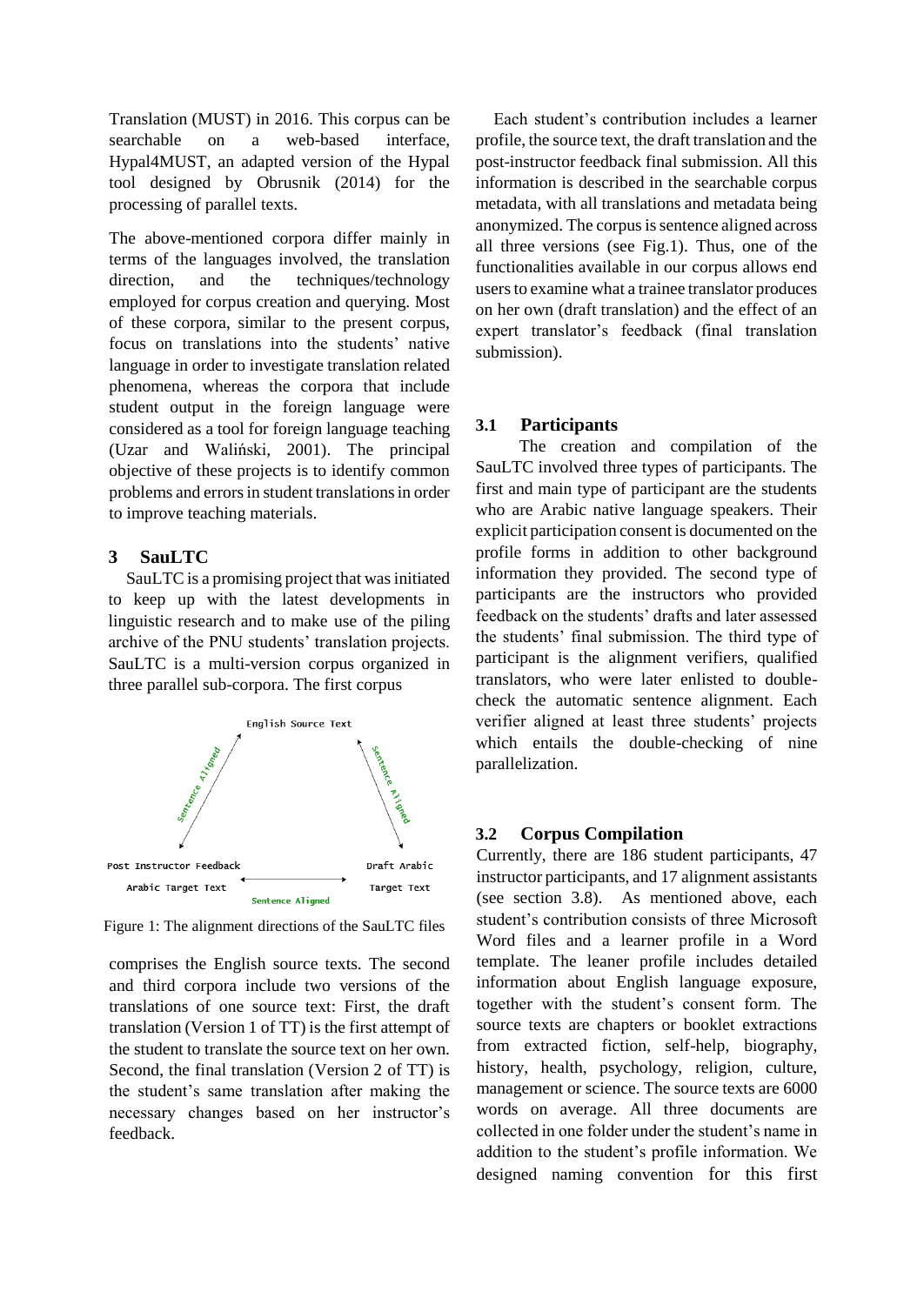Translation (MUST) in 2016. This corpus can be searchable on a web-based interface, Hypal4MUST, an adapted version of the Hypal tool designed by Obrusnik (2014) for the processing of parallel texts.

The above-mentioned corpora differ mainly in terms of the languages involved, the translation direction, and the techniques/technology employed for corpus creation and querying. Most of these corpora, similar to the present corpus, focus on translations into the students' native language in order to investigate translation related phenomena, whereas the corpora that include student output in the foreign language were considered as a tool for foreign language teaching (Uzar and Waliński, 2001). The principal objective of these projects is to identify common problems and errors in student translations in order to improve teaching materials.

## 3 SauLTC

SauLTC is a promising project that was initiated to keep up with the latest developments in linguistic research and to make use of the piling archive of the PNU students' translation projects. SauLTC is a multi-version corpus organized in three parallel sub-corpora. The first corpus comprises the English source texts. The second and third corpora include two versions of the translations of one source text: First, the draft translation (Version 1 of TT) is the first attempt of the student to translate the source text on her own. Second, the final translation (Version 2 of TT) is the student's same translation after making the necessary changes based on her instructor's feedback.

Figure 1: The alignment directions of the SauLTC files

Each student's contribution includes a learner profile, the source text, the draft translation and the post-instructor feedback final submission. All this information is described in the searchable corpus metadata, with all translations and metadata being anonymized. The corpus is sentence aligned across all three versions (see Fig.1). Thus, one of the functionalities available in our corpus allows end users to examine what a trainee translator produces on her own (draft translation) and the effect of an expert translator's feedback (final translation submission).

### 3.1 Participants

The creation and compilation of the SauLTC involved three types of participants. The first and main type of participant are the students who are Arabic native language speakers. Their explicit participation consent is documented on the profile forms in addition to other background information they provided. The second type of participants are the instructors who provided feedback on the students' drafts and later assessed the students' final submission. The third type of participant is the alignment verifiers, qualified translators, who were later enlisted to double-check the automatic sentence alignment. Each verifier aligned at least three students' projects which entails the double-checking of nine parallelization.

### 3.2 Corpus Compilation

Currently, there are 186 student participants, 47 instructor participants, and 17 alignment assistants (see section 3.8). As mentioned above, each student's contribution consists of three Microsoft Word files and a learner profile in a Word template. The leaner profile includes detailed information about English language exposure, together with the student's consent form. The source texts are chapters or booklet extractions from extracted fiction, self-help, biography, history, health, psychology, religion, culture, management or science. The source texts are 6000 words on average. All three documents are collected in one folder under the student's name in addition to the student's profile information. We designed naming convention for this first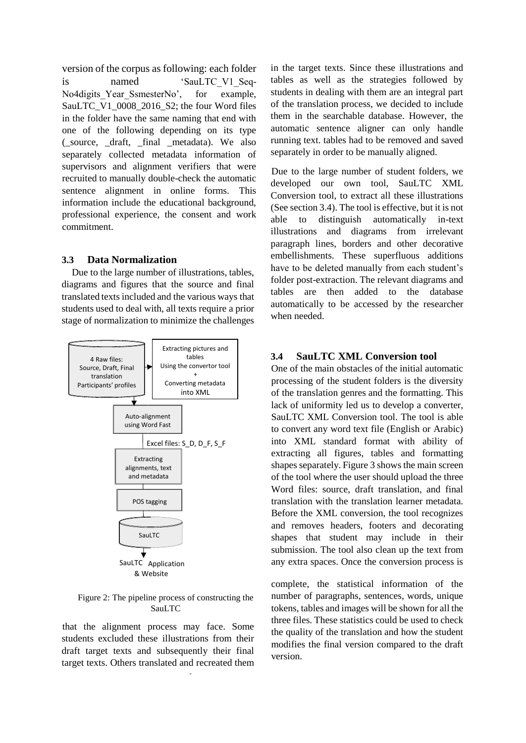version of the corpus as following: each folder is named 'SauLTC_V1_Seq-No4digits_Year_SsmesterNo', for example, SauLTC_V1_0008_2016_S2; the four Word files in the folder have the same naming that end with one of the following depending on its type (_source, _draft, _final _metadata). We also separately collected metadata information of supervisors and alignment verifiers that were recruited to manually double-check the automatic sentence alignment in online forms. This information include the educational background, professional experience, the consent and work commitment.

### 3.3 Data Normalization

Due to the large number of illustrations, tables, diagrams and figures that the source and final translated texts included and the various ways that students used to deal with, all texts require a prior stage of normalization to minimize the challenges that the alignment process may face. Some students excluded these illustrations from their draft target texts and subsequently their final target texts. Others translated and recreated them in the target texts. Since these illustrations and tables as well as the strategies followed by students in dealing with them are an integral part of the translation process, we decided to include them in the searchable database. However, the automatic sentence aligner can only handle running text. tables had to be removed and saved separately in order to be manually aligned.

4 Raw files: Source, Draft, Final translation Participants' profiles

Extracting pictures and tables Using the convertor tool + Converting metadata into XML

Auto-alignment using Word Fast

Excel files: S_D, D_F, S_F

Extracting alignments, text and metadata

POS tagging

SauLTC

SauLTC Application & Website

Figure 2: The pipeline process of constructing the SauLTC

Due to the large number of student folders, we developed our own tool, SauLTC XML Conversion tool, to extract all these illustrations (See section 3.4). The tool is effective, but it is not able to distinguish automatically in-text illustrations and diagrams from irrelevant paragraph lines, borders and other decorative embellishments. These superfluous additions have to be deleted manually from each student's folder post-extraction. The relevant diagrams and tables are then added to the database automatically to be accessed by the researcher when needed.

### 3.4 SauLTC XML Conversion tool

One of the main obstacles of the initial automatic processing of the student folders is the diversity of the translation genres and the formatting. This lack of uniformity led us to develop a converter, SauLTC XML Conversion tool. The tool is able to convert any word text file (English or Arabic) into XML standard format with ability of extracting all figures, tables and formatting shapes separately. Figure 3 shows the main screen of the tool where the user should upload the three Word files: source, draft translation, and final translation with the translation learner metadata. Before the XML conversion, the tool recognizes and removes headers, footers and decorating shapes that student may include in their submission. The tool also clean up the text from any extra spaces. Once the conversion process is complete, the statistical information of the number of paragraphs, sentences, words, unique tokens, tables and images will be shown for all the three files. These statistics could be used to check the quality of the translation and how the student modifies the final version compared to the draft version.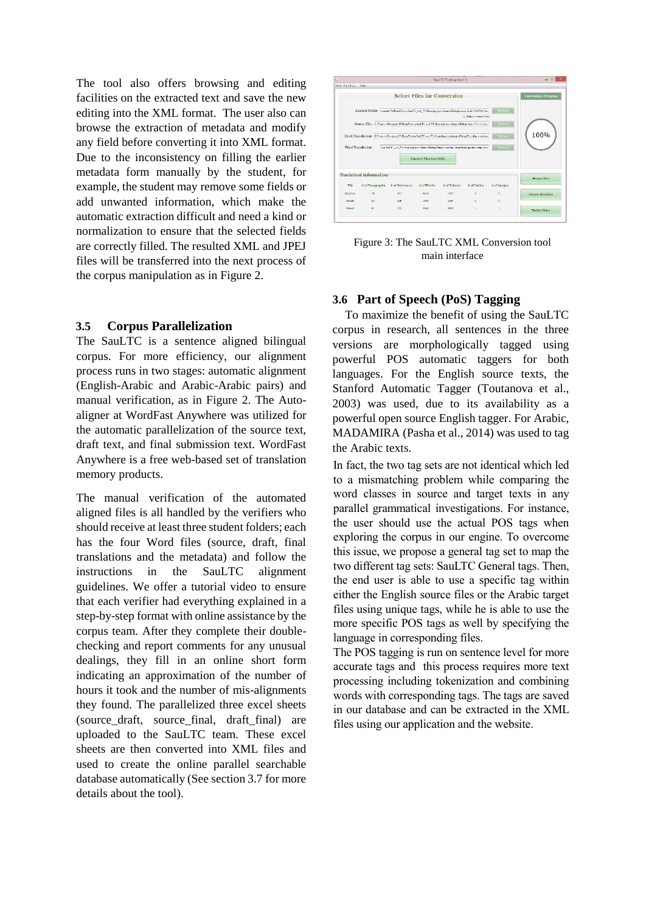The tool also offers browsing and editing facilities on the extracted text and save the new editing into the XML format. The user also can browse the extraction of metadata and modify any field before converting it into XML format. Due to the inconsistency on filling the earlier metadata form manually by the student, for example, the student may remove some fields or add unwanted information, which make the automatic extraction difficult and need a kind or normalization to ensure that the selected fields are correctly filled. The resulted XML and JPEJ files will be transferred into the next process of the corpus manipulation as in Figure 2.

### 3.5 Corpus Parallelization

The SauLTC is a sentence aligned bilingual corpus. For more efficiency, our alignment process runs in two stages: automatic alignment (English-Arabic and Arabic-Arabic pairs) and manual verification, as in Figure 2. The Auto-aligner at WordFast Anywhere was utilized for the automatic parallelization of the source text, draft text, and final submission text. WordFast Anywhere is a free web-based set of translation memory products.

The manual verification of the automated aligned files is all handled by the verifiers who should receive at least three student folders; each has the four Word files (source, draft, final translations and the metadata) and follow the instructions in the SauLTC alignment guidelines. We offer a tutorial video to ensure that each verifier had everything explained in a step-by-step format with online assistance by the corpus team. After they complete their double-checking and report comments for any unusual dealings, they fill in an online short form indicating an approximation of the number of hours it took and the number of mis-alignments they found. The parallelized three excel sheets (source_draft, source_final, draft_final) are uploaded to the SauLTC team. These excel sheets are then converted into XML files and used to create the online parallel searchable database automatically (See section 3.7 for more details about the tool).

Figure 3: The SauLTC XML Conversion tool main interface

### 3.6 Part of Speech (PoS) Tagging

To maximize the benefit of using the SauLTC corpus in research, all sentences in the three versions are morphologically tagged using powerful POS automatic taggers for both languages. For the English source texts, the Stanford Automatic Tagger (Toutanova et al., 2003) was used, due to its availability as a powerful open source English tagger. For Arabic, MADAMIRA (Pasha et al., 2014) was used to tag the Arabic texts.

In fact, the two tag sets are not identical which led to a mismatching problem while comparing the word classes in source and target texts in any parallel grammatical investigations. For instance, the user should use the actual POS tags when exploring the corpus in our engine. To overcome this issue, we propose a general tag set to map the two different tag sets: SauLTC General tags. Then, the end user is able to use a specific tag within either the English source files or the Arabic target files using unique tags, while he is able to use the more specific POS tags as well by specifying the language in corresponding files.

The POS tagging is run on sentence level for more accurate tags and this process requires more text processing including tokenization and combining words with corresponding tags. The tags are saved in our database and can be extracted in the XML files using our application and the website.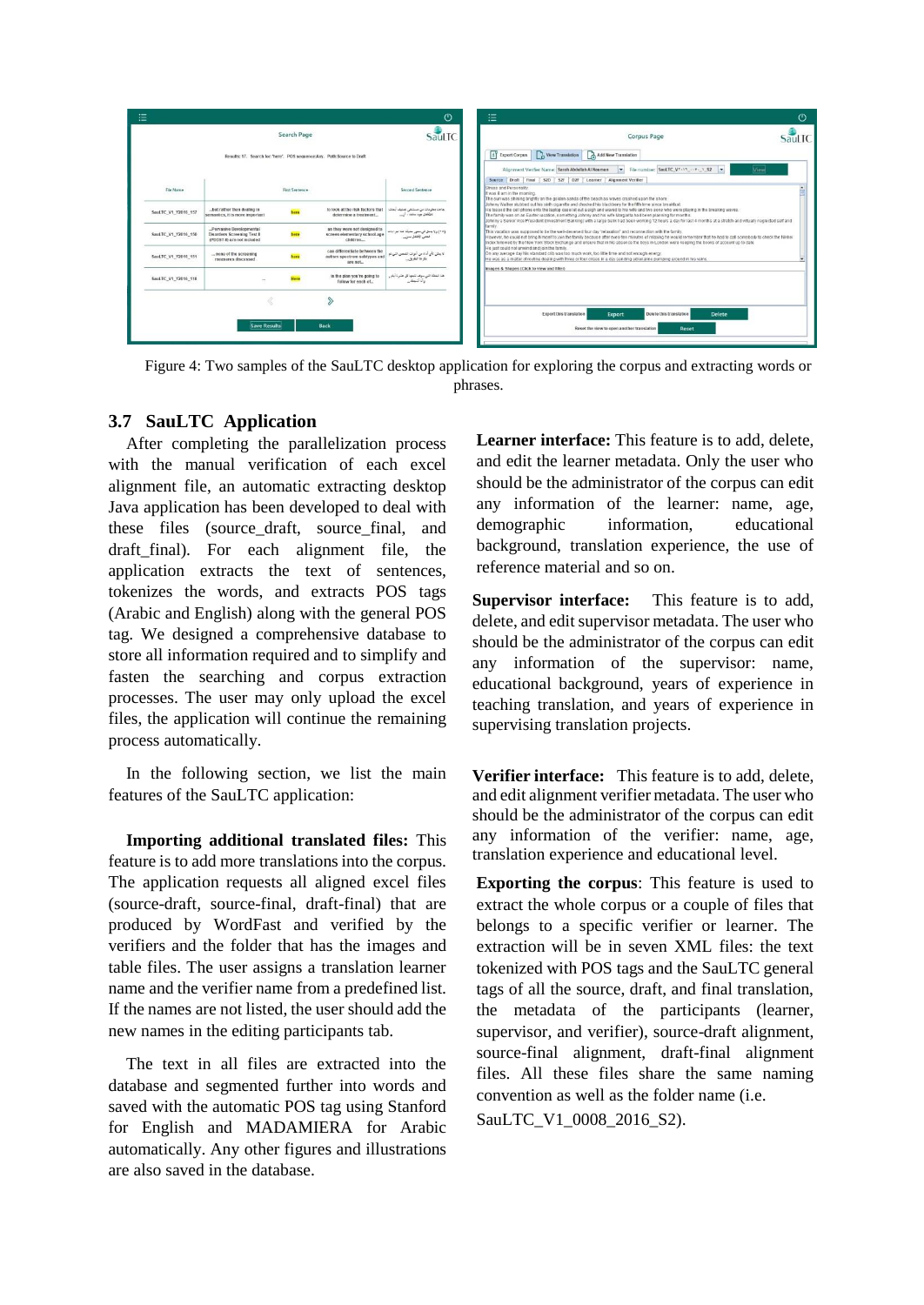Figure 4: Two samples of the SauLTC desktop application for exploring the corpus and extracting words or phrases.

### 3.7 SauLTC Application

After completing the parallelization process with the manual verification of each excel alignment file, an automatic extracting desktop Java application has been developed to deal with these files (source_draft, source_final, and draft_final). For each alignment file, the application extracts the text of sentences, tokenizes the words, and extracts POS tags (Arabic and English) along with the general POS tag. We designed a comprehensive database to store all information required and to simplify and fasten the searching and corpus extraction processes. The user may only upload the excel files, the application will continue the remaining process automatically.

In the following section, we list the main features of the SauLTC application:

**Importing additional translated files:** This feature is to add more translations into the corpus. The application requests all aligned excel files (source-draft, source-final, draft-final) that are produced by WordFast and verified by the verifiers and the folder that has the images and table files. The user assigns a translation learner name and the verifier name from a predefined list. If the names are not listed, the user should add the new names in the editing participants tab.

The text in all files are extracted into the database and segmented further into words and saved with the automatic POS tag using Stanford for English and MADAMIERA for Arabic automatically. Any other figures and illustrations are also saved in the database.

**Learner interface:** This feature is to add, delete, and edit the learner metadata. Only the user who should be the administrator of the corpus can edit any information of the learner: name, age, demographic information, educational background, translation experience, the use of reference material and so on.

**Supervisor interface:** This feature is to add, delete, and edit supervisor metadata. The user who should be the administrator of the corpus can edit any information of the supervisor: name, educational background, years of experience in teaching translation, and years of experience in supervising translation projects.

**Verifier interface:** This feature is to add, delete, and edit alignment verifier metadata. The user who should be the administrator of the corpus can edit any information of the verifier: name, age, translation experience and educational level.

**Exporting the corpus**: This feature is used to extract the whole corpus or a couple of files that belongs to a specific verifier or learner. The extraction will be in seven XML files: the text tokenized with POS tags and the SauLTC general tags of all the source, draft, and final translation, the metadata of the participants (learner, supervisor, and verifier), source-draft alignment, source-final alignment, draft-final alignment files. All these files share the same naming convention as well as the folder name (i.e. SauLTC_V1_0008_2016_S2).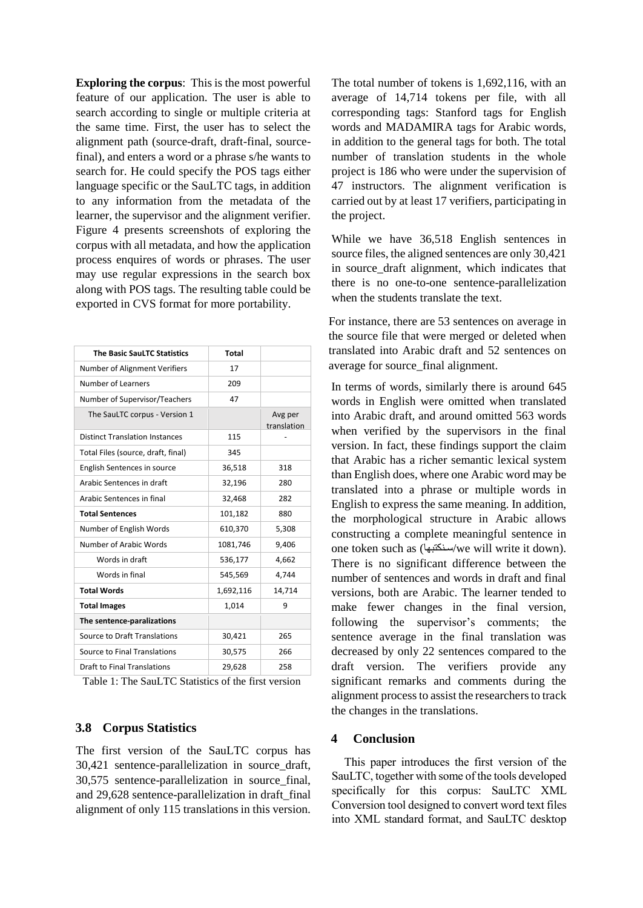**Exploring the corpus**: This is the most powerful feature of our application. The user is able to search according to single or multiple criteria at the same time. First, the user has to select the alignment path (source-draft, draft-final, source-final), and enters a word or a phrase s/he wants to search for. He could specify the POS tags either language specific or the SauLTC tags, in addition to any information from the metadata of the learner, the supervisor and the alignment verifier. Figure 4 presents screenshots of exploring the corpus with all metadata, and how the application process enquires of words or phrases. The user may use regular expressions in the search box along with POS tags. The resulting table could be exported in CVS format for more portability.

| The Basic SauLTC Statistics | Total | |
|---|---|---|
| Number of Alignment Verifiers | 17 | |
| Number of Learners | 209 | |
| Number of Supervisor/Teachers | 47 | |
| The SauLTC corpus - Version 1 | | Avg per translation |
| Distinct Translation Instances | 115 | - |
| Total Files (source, draft, final) | 345 | |
| English Sentences in source | 36,518 | 318 |
| Arabic Sentences in draft | 32,196 | 280 |
| Arabic Sentences in final | 32,468 | 282 |
| **Total Sentences** | 101,182 | 880 |
| Number of English Words | 610,370 | 5,308 |
| Number of Arabic Words | 1081,746 | 9,406 |
| Words in draft | 536,177 | 4,662 |
| Words in final | 545,569 | 4,744 |
| **Total Words** | 1,692,116 | 14,714 |
| **Total Images** | 1,014 | 9 |
| **The sentence-paralizations** | | |
| Source to Draft Translations | 30,421 | 265 |
| Source to Final Translations | 30,575 | 266 |
| Draft to Final Translations | 29,628 | 258 |

Table 1: The SauLTC Statistics of the first version

### 3.8 Corpus Statistics

The first version of the SauLTC corpus has 30,421 sentence-parallelization in source_draft, 30,575 sentence-parallelization in source_final, and 29,628 sentence-parallelization in draft_final alignment of only 115 translations in this version.

The total number of tokens is 1,692,116, with an average of 14,714 tokens per file, with all corresponding tags: Stanford tags for English words and MADAMIRA tags for Arabic words, in addition to the general tags for both. The total number of translation students in the whole project is 186 who were under the supervision of 47 instructors. The alignment verification is carried out by at least 17 verifiers, participating in the project.

While we have 36,518 English sentences in source files, the aligned sentences are only 30,421 in source_draft alignment, which indicates that there is no one-to-one sentence-parallelization when the students translate the text.

For instance, there are 53 sentences on average in the source file that were merged or deleted when translated into Arabic draft and 52 sentences on average for source_final alignment.

In terms of words, similarly there is around 645 words in English were omitted when translated into Arabic draft, and around omitted 563 words when verified by the supervisors in the final version. In fact, these findings support the claim that Arabic has a richer semantic lexical system than English does, where one Arabic word may be translated into a phrase or multiple words in English to express the same meaning. In addition, the morphological structure in Arabic allows constructing a complete meaningful sentence in one token such as (سنكتبها/we will write it down). There is no significant difference between the number of sentences and words in draft and final versions, both are Arabic. The learner tended to make fewer changes in the final version, following the supervisor's comments; the sentence average in the final translation was decreased by only 22 sentences compared to the draft version. The verifiers provide any significant remarks and comments during the alignment process to assist the researchers to track the changes in the translations.

## 4 Conclusion

This paper introduces the first version of the SauLTC, together with some of the tools developed specifically for this corpus: SauLTC XML Conversion tool designed to convert word text files into XML standard format, and SauLTC desktop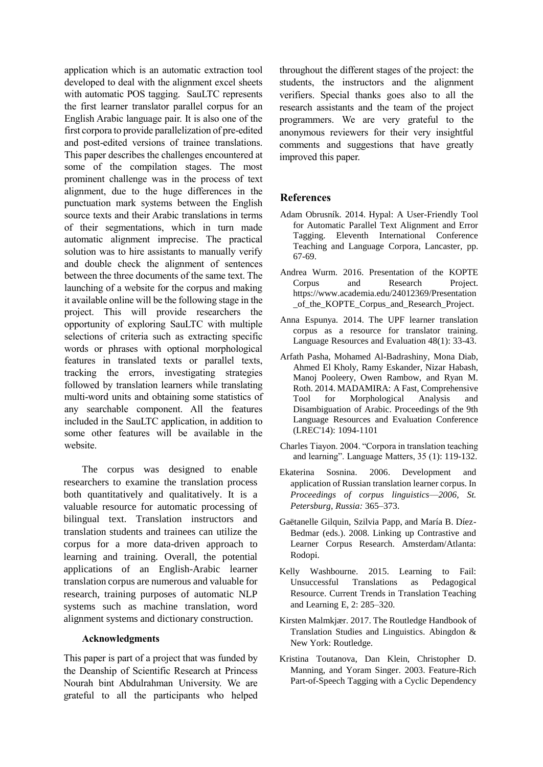application which is an automatic extraction tool developed to deal with the alignment excel sheets with automatic POS tagging. SauLTC represents the first learner translator parallel corpus for an English Arabic language pair. It is also one of the first corpora to provide parallelization of pre-edited and post-edited versions of trainee translations. This paper describes the challenges encountered at some of the compilation stages. The most prominent challenge was in the process of text alignment, due to the huge differences in the punctuation mark systems between the English source texts and their Arabic translations in terms of their segmentations, which in turn made automatic alignment imprecise. The practical solution was to hire assistants to manually verify and double check the alignment of sentences between the three documents of the same text. The launching of a website for the corpus and making it available online will be the following stage in the project. This will provide researchers the opportunity of exploring SauLTC with multiple selections of criteria such as extracting specific words or phrases with optional morphological features in translated texts or parallel texts, tracking the errors, investigating strategies followed by translation learners while translating multi-word units and obtaining some statistics of any searchable component. All the features included in the SauLTC application, in addition to some other features will be available in the website.

The corpus was designed to enable researchers to examine the translation process both quantitatively and qualitatively. It is a valuable resource for automatic processing of bilingual text. Translation instructors and translation students and trainees can utilize the corpus for a more data-driven approach to learning and training. Overall, the potential applications of an English-Arabic learner translation corpus are numerous and valuable for research, training purposes of automatic NLP systems such as machine translation, word alignment systems and dictionary construction.

### Acknowledgments

This paper is part of a project that was funded by the Deanship of Scientific Research at Princess Nourah bint Abdulrahman University. We are grateful to all the participants who helped throughout the different stages of the project: the students, the instructors and the alignment verifiers. Special thanks goes also to all the research assistants and the team of the project programmers. We are very grateful to the anonymous reviewers for their very insightful comments and suggestions that have greatly improved this paper.

## References

Adam Obrusník. 2014. Hypal: A User-Friendly Tool for Automatic Parallel Text Alignment and Error Tagging. Eleventh International Conference Teaching and Language Corpora, Lancaster, pp. 67-69.

Andrea Wurm. 2016. Presentation of the KOPTE Corpus and Research Project. https://www.academia.edu/24012369/Presentation_of_the_KOPTE_Corpus_and_Research_Project.

Anna Espunya. 2014. The UPF learner translation corpus as a resource for translator training. Language Resources and Evaluation 48(1): 33-43.

Arfath Pasha, Mohamed Al-Badrashiny, Mona Diab, Ahmed El Kholy, Ramy Eskander, Nizar Habash, Manoj Pooleery, Owen Rambow, and Ryan M. Roth. 2014. MADAMIRA: A Fast, Comprehensive Tool for Morphological Analysis and Disambiguation of Arabic. Proceedings of the 9th Language Resources and Evaluation Conference (LREC'14): 1094-1101

Charles Tiayon. 2004. "Corpora in translation teaching and learning". Language Matters, 35 (1): 119-132.

Ekaterina Sosnina. 2006. Development and application of Russian translation learner corpus. In *Proceedings of corpus linguistics—2006, St. Petersburg, Russia:* 365–373.

Gaëtanelle Gilquin, Szilvia Papp, and María B. Díez-Bedmar (eds.). 2008. Linking up Contrastive and Learner Corpus Research. Amsterdam/Atlanta: Rodopi.

Kelly Washbourne. 2015. Learning to Fail: Unsuccessful Translations as Pedagogical Resource. Current Trends in Translation Teaching and Learning E, 2: 285–320.

Kirsten Malmkjær. 2017. The Routledge Handbook of Translation Studies and Linguistics. Abingdon & New York: Routledge.

Kristina Toutanova, Dan Klein, Christopher D. Manning, and Yoram Singer. 2003. Feature-Rich Part-of-Speech Tagging with a Cyclic Dependency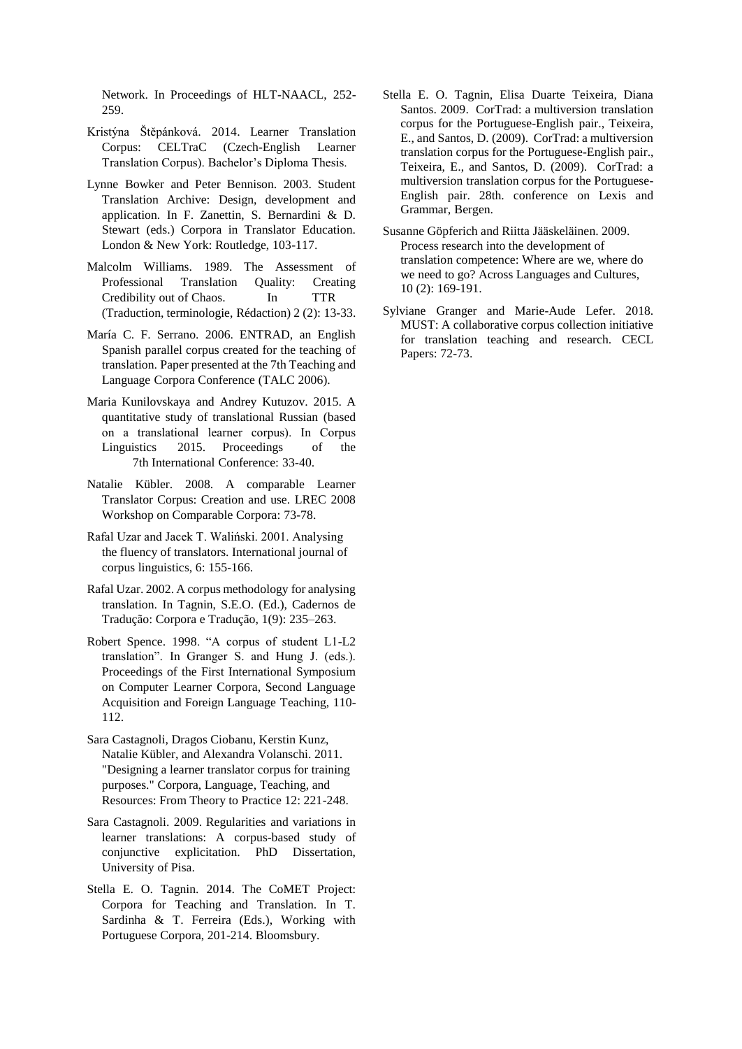Network. In Proceedings of HLT-NAACL, 252-259.

Kristýna Štěpánková. 2014. Learner Translation Corpus: CELTraC (Czech-English Learner Translation Corpus). Bachelor's Diploma Thesis.

Lynne Bowker and Peter Bennison. 2003. Student Translation Archive: Design, development and application. In F. Zanettin, S. Bernardini & D. Stewart (eds.) Corpora in Translator Education. London & New York: Routledge, 103-117.

Malcolm Williams. 1989. The Assessment of Professional Translation Quality: Creating Credibility out of Chaos. In TTR (Traduction, terminologie, Rédaction) 2 (2): 13-33.

María C. F. Serrano. 2006. ENTRAD, an English Spanish parallel corpus created for the teaching of translation. Paper presented at the 7th Teaching and Language Corpora Conference (TALC 2006).

Maria Kunilovskaya and Andrey Kutuzov. 2015. A quantitative study of translational Russian (based on a translational learner corpus). In Corpus Linguistics 2015. Proceedings of the 7th International Conference: 33-40.

Natalie Kübler. 2008. A comparable Learner Translator Corpus: Creation and use. LREC 2008 Workshop on Comparable Corpora: 73-78.

Rafal Uzar and Jacek T. Waliński. 2001. Analysing the fluency of translators. International journal of corpus linguistics, 6: 155-166.

Rafal Uzar. 2002. A corpus methodology for analysing translation. In Tagnin, S.E.O. (Ed.), Cadernos de Tradução: Corpora e Tradução, 1(9): 235–263.

Robert Spence. 1998. "A corpus of student L1-L2 translation". In Granger S. and Hung J. (eds.). Proceedings of the First International Symposium on Computer Learner Corpora, Second Language Acquisition and Foreign Language Teaching, 110-112.

Sara Castagnoli, Dragos Ciobanu, Kerstin Kunz, Natalie Kübler, and Alexandra Volanschi. 2011. "Designing a learner translator corpus for training purposes." Corpora, Language, Teaching, and Resources: From Theory to Practice 12: 221-248.

Sara Castagnoli. 2009. Regularities and variations in learner translations: A corpus-based study of conjunctive explicitation. PhD Dissertation, University of Pisa.

Stella E. O. Tagnin. 2014. The CoMET Project: Corpora for Teaching and Translation. In T. Sardinha & T. Ferreira (Eds.), Working with Portuguese Corpora, 201-214. Bloomsbury.

Stella E. O. Tagnin, Elisa Duarte Teixeira, Diana Santos. 2009. CorTrad: a multiversion translation corpus for the Portuguese-English pair., Teixeira, E., and Santos, D. (2009). CorTrad: a multiversion translation corpus for the Portuguese-English pair., Teixeira, E., and Santos, D. (2009). CorTrad: a multiversion translation corpus for the Portuguese-English pair. 28th. conference on Lexis and Grammar, Bergen.

Susanne Göpferich and Riitta Jääskeläinen. 2009. Process research into the development of translation competence: Where are we, where do we need to go? Across Languages and Cultures, 10 (2): 169-191.

Sylviane Granger and Marie-Aude Lefer. 2018. MUST: A collaborative corpus collection initiative for translation teaching and research. CECL Papers: 72-73.